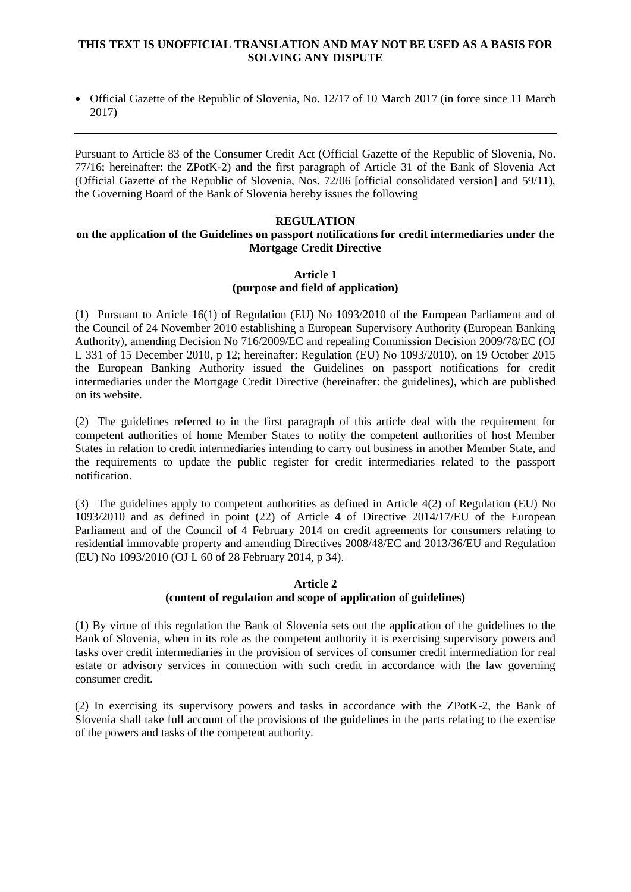**THIS TEXT IS UNOFFICIAL TRANSLATION AND MAY NOT BE USED AS A BASIS FOR SOLVING ANY DISPUTE**

- Official Gazette of the Republic of Slovenia, No. 12/17 of 10 March 2017 (in force since 11 March 2017)

---

Pursuant to Article 83 of the Consumer Credit Act (Official Gazette of the Republic of Slovenia, No. 77/16; hereinafter: the ZPotK-2) and the first paragraph of Article 31 of the Bank of Slovenia Act (Official Gazette of the Republic of Slovenia, Nos. 72/06 [official consolidated version] and 59/11), the Governing Board of the Bank of Slovenia hereby issues the following

# REGULATION
## on the application of the Guidelines on passport notifications for credit intermediaries under the Mortgage Credit Directive

### Article 1
### (purpose and field of application)

(1) Pursuant to Article 16(1) of Regulation (EU) No 1093/2010 of the European Parliament and of the Council of 24 November 2010 establishing a European Supervisory Authority (European Banking Authority), amending Decision No 716/2009/EC and repealing Commission Decision 2009/78/EC (OJ L 331 of 15 December 2010, p 12; hereinafter: Regulation (EU) No 1093/2010), on 19 October 2015 the European Banking Authority issued the Guidelines on passport notifications for credit intermediaries under the Mortgage Credit Directive (hereinafter: the guidelines), which are published on its website.

(2) The guidelines referred to in the first paragraph of this article deal with the requirement for competent authorities of home Member States to notify the competent authorities of host Member States in relation to credit intermediaries intending to carry out business in another Member State, and the requirements to update the public register for credit intermediaries related to the passport notification.

(3) The guidelines apply to competent authorities as defined in Article 4(2) of Regulation (EU) No 1093/2010 and as defined in point (22) of Article 4 of Directive 2014/17/EU of the European Parliament and of the Council of 4 February 2014 on credit agreements for consumers relating to residential immovable property and amending Directives 2008/48/EC and 2013/36/EU and Regulation (EU) No 1093/2010 (OJ L 60 of 28 February 2014, p 34).

### Article 2
### (content of regulation and scope of application of guidelines)

(1) By virtue of this regulation the Bank of Slovenia sets out the application of the guidelines to the Bank of Slovenia, when in its role as the competent authority it is exercising supervisory powers and tasks over credit intermediaries in the provision of services of consumer credit intermediation for real estate or advisory services in connection with such credit in accordance with the law governing consumer credit.

(2) In exercising its supervisory powers and tasks in accordance with the ZPotK-2, the Bank of Slovenia shall take full account of the provisions of the guidelines in the parts relating to the exercise of the powers and tasks of the competent authority.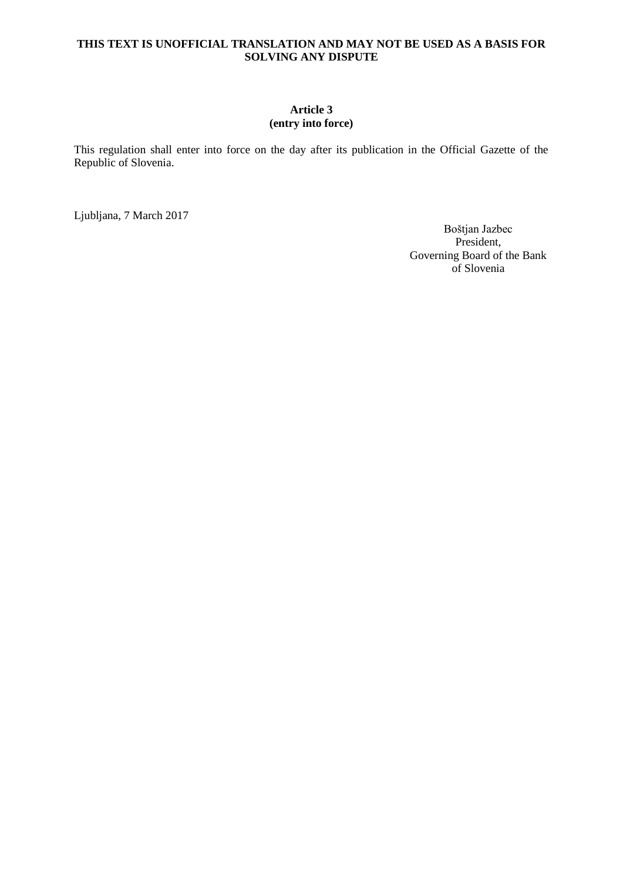**THIS TEXT IS UNOFFICIAL TRANSLATION AND MAY NOT BE USED AS A BASIS FOR SOLVING ANY DISPUTE**

**Article 3**
**(entry into force)**

This regulation shall enter into force on the day after its publication in the Official Gazette of the Republic of Slovenia.

Ljubljana, 7 March 2017

Boštjan Jazbec
President,
Governing Board of the Bank of Slovenia